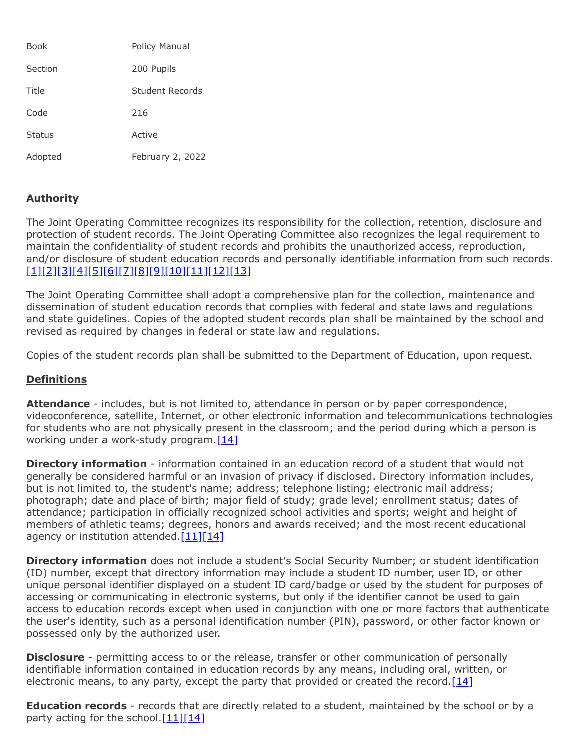| | |
|---|---|
| Book | Policy Manual |
| Section | 200 Pupils |
| Title | Student Records |
| Code | 216 |
| Status | Active |
| Adopted | February 2, 2022 |

## Authority

The Joint Operating Committee recognizes its responsibility for the collection, retention, disclosure and protection of student records. The Joint Operating Committee also recognizes the legal requirement to maintain the confidentiality of student records and prohibits the unauthorized access, reproduction, and/or disclosure of student education records and personally identifiable information from such records. [1][2][3][4][5][6][7][8][9][10][11][12][13]

The Joint Operating Committee shall adopt a comprehensive plan for the collection, maintenance and dissemination of student education records that complies with federal and state laws and regulations and state guidelines. Copies of the adopted student records plan shall be maintained by the school and revised as required by changes in federal or state law and regulations.

Copies of the student records plan shall be submitted to the Department of Education, upon request.

## Definitions

**Attendance** - includes, but is not limited to, attendance in person or by paper correspondence, videoconference, satellite, Internet, or other electronic information and telecommunications technologies for students who are not physically present in the classroom; and the period during which a person is working under a work-study program.[14]

**Directory information** - information contained in an education record of a student that would not generally be considered harmful or an invasion of privacy if disclosed. Directory information includes, but is not limited to, the student's name; address; telephone listing; electronic mail address; photograph; date and place of birth; major field of study; grade level; enrollment status; dates of attendance; participation in officially recognized school activities and sports; weight and height of members of athletic teams; degrees, honors and awards received; and the most recent educational agency or institution attended.[11][14]

**Directory information** does not include a student's Social Security Number; or student identification (ID) number, except that directory information may include a student ID number, user ID, or other unique personal identifier displayed on a student ID card/badge or used by the student for purposes of accessing or communicating in electronic systems, but only if the identifier cannot be used to gain access to education records except when used in conjunction with one or more factors that authenticate the user's identity, such as a personal identification number (PIN), password, or other factor known or possessed only by the authorized user.

**Disclosure** - permitting access to or the release, transfer or other communication of personally identifiable information contained in education records by any means, including oral, written, or electronic means, to any party, except the party that provided or created the record.[14]

**Education records** - records that are directly related to a student, maintained by the school or by a party acting for the school.[11][14]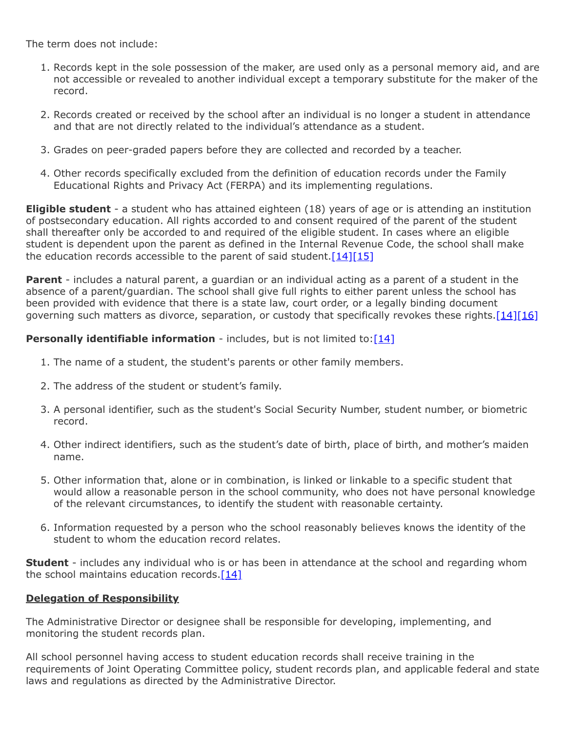The term does not include:

1. Records kept in the sole possession of the maker, are used only as a personal memory aid, and are not accessible or revealed to another individual except a temporary substitute for the maker of the record.

2. Records created or received by the school after an individual is no longer a student in attendance and that are not directly related to the individual's attendance as a student.

3. Grades on peer-graded papers before they are collected and recorded by a teacher.

4. Other records specifically excluded from the definition of education records under the Family Educational Rights and Privacy Act (FERPA) and its implementing regulations.

**Eligible student** - a student who has attained eighteen (18) years of age or is attending an institution of postsecondary education. All rights accorded to and consent required of the parent of the student shall thereafter only be accorded to and required of the eligible student. In cases where an eligible student is dependent upon the parent as defined in the Internal Revenue Code, the school shall make the education records accessible to the parent of said student.[14][15]

**Parent** - includes a natural parent, a guardian or an individual acting as a parent of a student in the absence of a parent/guardian. The school shall give full rights to either parent unless the school has been provided with evidence that there is a state law, court order, or a legally binding document governing such matters as divorce, separation, or custody that specifically revokes these rights.[14][16]

**Personally identifiable information** - includes, but is not limited to:[14]

1. The name of a student, the student's parents or other family members.

2. The address of the student or student's family.

3. A personal identifier, such as the student's Social Security Number, student number, or biometric record.

4. Other indirect identifiers, such as the student's date of birth, place of birth, and mother's maiden name.

5. Other information that, alone or in combination, is linked or linkable to a specific student that would allow a reasonable person in the school community, who does not have personal knowledge of the relevant circumstances, to identify the student with reasonable certainty.

6. Information requested by a person who the school reasonably believes knows the identity of the student to whom the education record relates.

**Student** - includes any individual who is or has been in attendance at the school and regarding whom the school maintains education records.[14]

## Delegation of Responsibility

The Administrative Director or designee shall be responsible for developing, implementing, and monitoring the student records plan.

All school personnel having access to student education records shall receive training in the requirements of Joint Operating Committee policy, student records plan, and applicable federal and state laws and regulations as directed by the Administrative Director.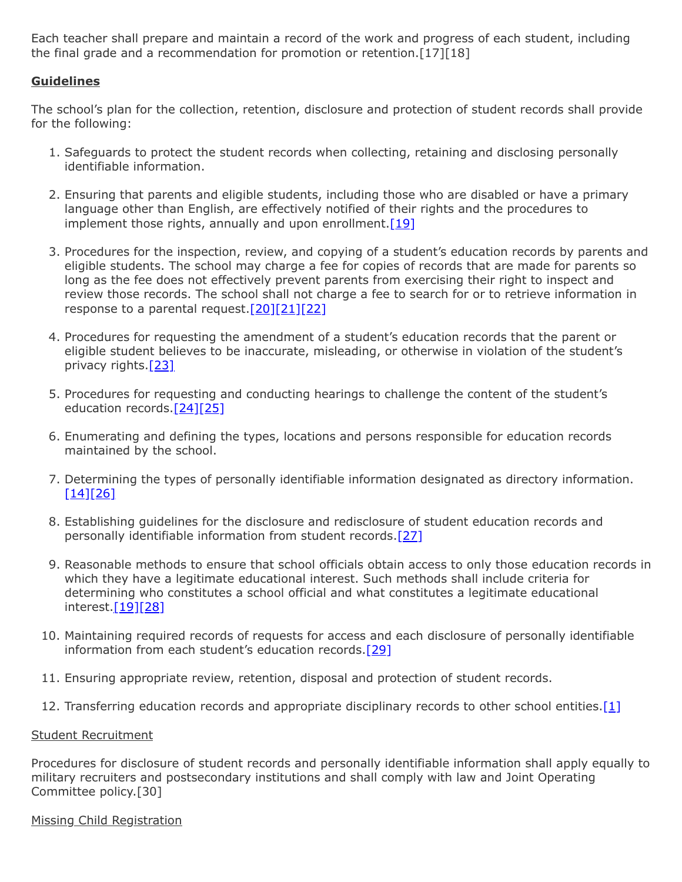Each teacher shall prepare and maintain a record of the work and progress of each student, including the final grade and a recommendation for promotion or retention.[17][18]

**Guidelines**

The school's plan for the collection, retention, disclosure and protection of student records shall provide for the following:

1. Safeguards to protect the student records when collecting, retaining and disclosing personally identifiable information.

2. Ensuring that parents and eligible students, including those who are disabled or have a primary language other than English, are effectively notified of their rights and the procedures to implement those rights, annually and upon enrollment.[19]

3. Procedures for the inspection, review, and copying of a student's education records by parents and eligible students. The school may charge a fee for copies of records that are made for parents so long as the fee does not effectively prevent parents from exercising their right to inspect and review those records. The school shall not charge a fee to search for or to retrieve information in response to a parental request.[20][21][22]

4. Procedures for requesting the amendment of a student's education records that the parent or eligible student believes to be inaccurate, misleading, or otherwise in violation of the student's privacy rights.[23]

5. Procedures for requesting and conducting hearings to challenge the content of the student's education records.[24][25]

6. Enumerating and defining the types, locations and persons responsible for education records maintained by the school.

7. Determining the types of personally identifiable information designated as directory information.[14][26]

8. Establishing guidelines for the disclosure and redisclosure of student education records and personally identifiable information from student records.[27]

9. Reasonable methods to ensure that school officials obtain access to only those education records in which they have a legitimate educational interest. Such methods shall include criteria for determining who constitutes a school official and what constitutes a legitimate educational interest.[19][28]

10. Maintaining required records of requests for access and each disclosure of personally identifiable information from each student's education records.[29]

11. Ensuring appropriate review, retention, disposal and protection of student records.

12. Transferring education records and appropriate disciplinary records to other school entities.[1]

Student Recruitment

Procedures for disclosure of student records and personally identifiable information shall apply equally to military recruiters and postsecondary institutions and shall comply with law and Joint Operating Committee policy.[30]

Missing Child Registration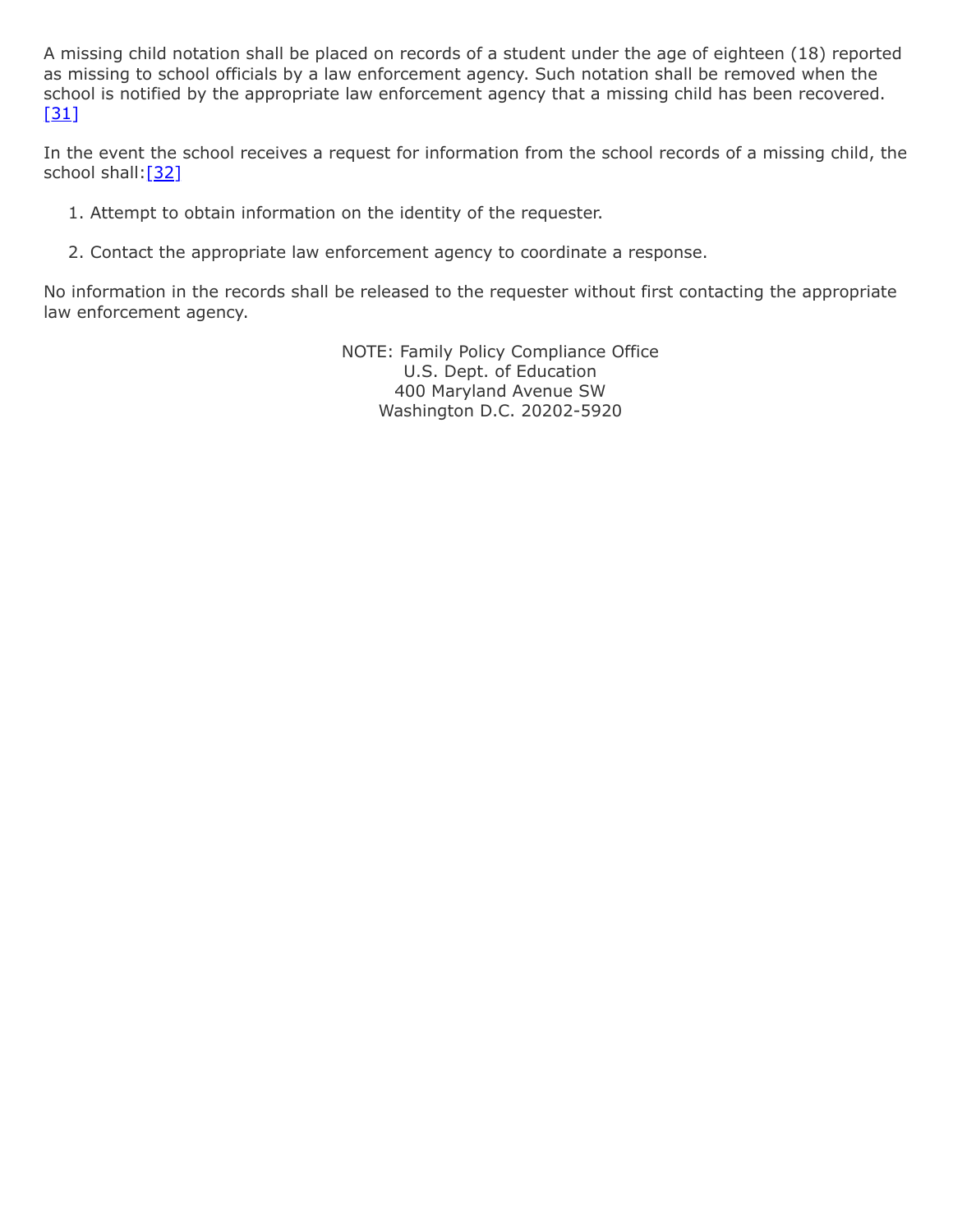A missing child notation shall be placed on records of a student under the age of eighteen (18) reported as missing to school officials by a law enforcement agency. Such notation shall be removed when the school is notified by the appropriate law enforcement agency that a missing child has been recovered.[31]

In the event the school receives a request for information from the school records of a missing child, the school shall:[32]

1. Attempt to obtain information on the identity of the requester.

2. Contact the appropriate law enforcement agency to coordinate a response.

No information in the records shall be released to the requester without first contacting the appropriate law enforcement agency.

NOTE: Family Policy Compliance Office
U.S. Dept. of Education
400 Maryland Avenue SW
Washington D.C. 20202-5920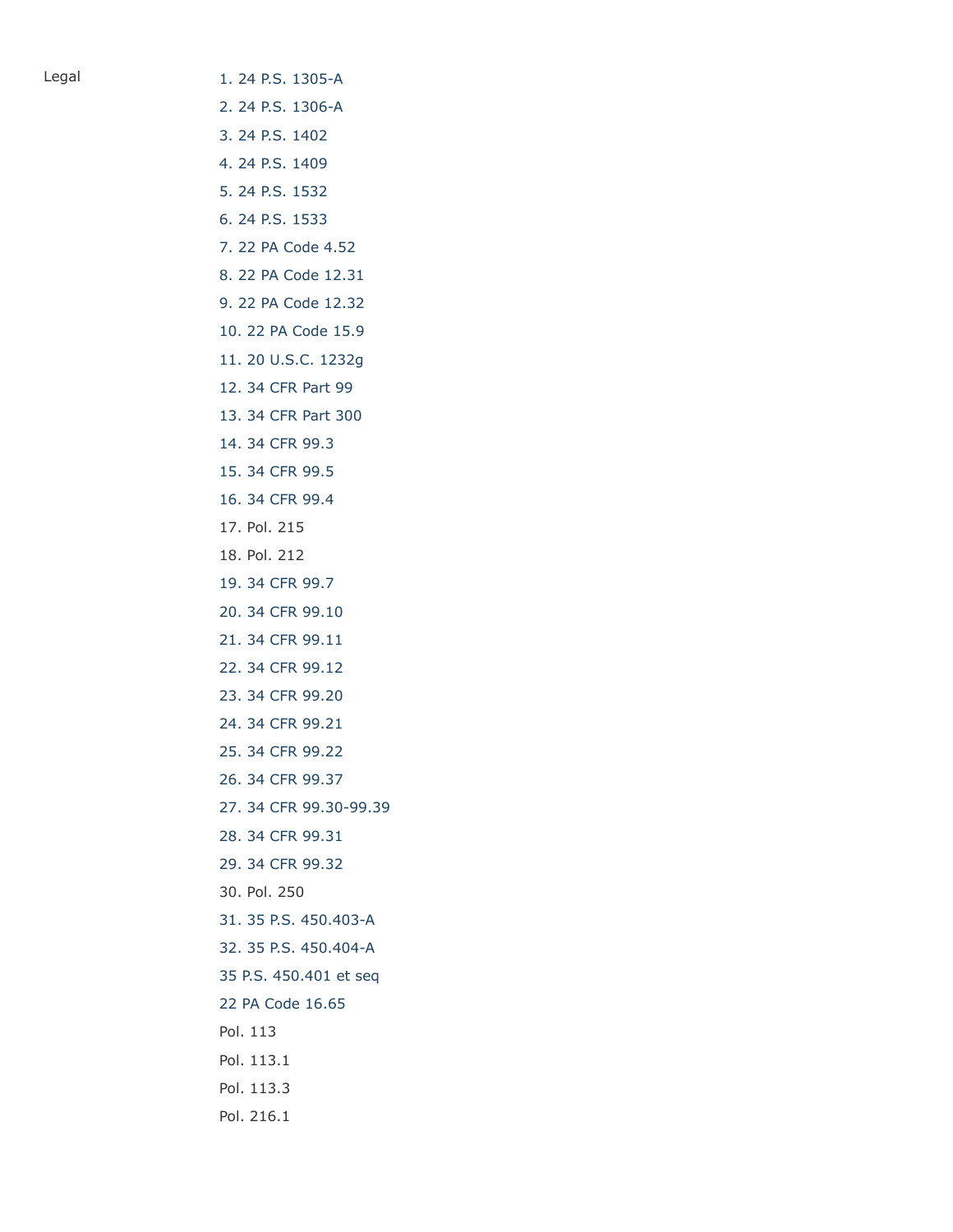Legal

1. 24 P.S. 1305-A
2. 24 P.S. 1306-A
3. 24 P.S. 1402
4. 24 P.S. 1409
5. 24 P.S. 1532
6. 24 P.S. 1533
7. 22 PA Code 4.52
8. 22 PA Code 12.31
9. 22 PA Code 12.32
10. 22 PA Code 15.9
11. 20 U.S.C. 1232g
12. 34 CFR Part 99
13. 34 CFR Part 300
14. 34 CFR 99.3
15. 34 CFR 99.5
16. 34 CFR 99.4
17. Pol. 215
18. Pol. 212
19. 34 CFR 99.7
20. 34 CFR 99.10
21. 34 CFR 99.11
22. 34 CFR 99.12
23. 34 CFR 99.20
24. 34 CFR 99.21
25. 34 CFR 99.22
26. 34 CFR 99.37
27. 34 CFR 99.30-99.39
28. 34 CFR 99.31
29. 34 CFR 99.32
30. Pol. 250
31. 35 P.S. 450.403-A
32. 35 P.S. 450.404-A

35 P.S. 450.401 et seq

22 PA Code 16.65

Pol. 113

Pol. 113.1

Pol. 113.3

Pol. 216.1